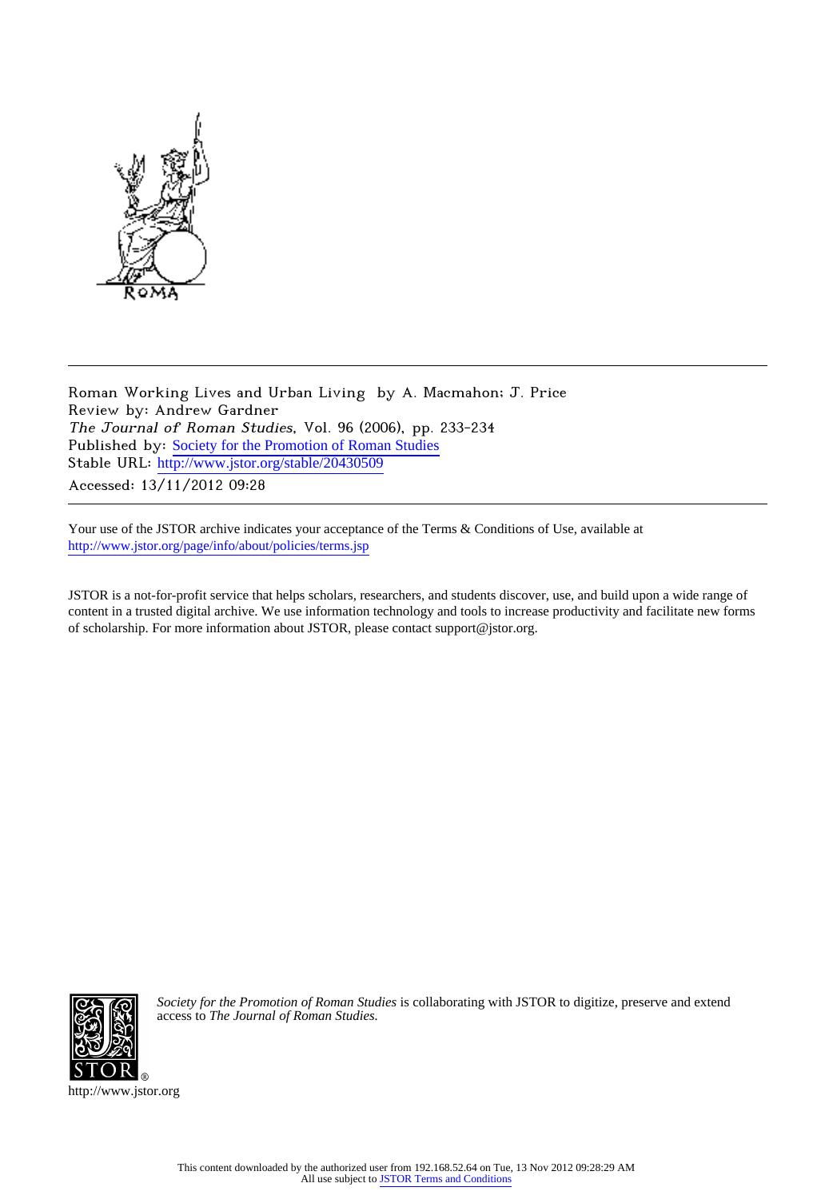Roman Working Lives and Urban Living by A. Macmahon; J. Price
Review by: Andrew Gardner
*The Journal of Roman Studies*, Vol. 96 (2006), pp. 233-234
Published by: Society for the Promotion of Roman Studies
Stable URL: http://www.jstor.org/stable/20430509
Accessed: 13/11/2012 09:28

---

Your use of the JSTOR archive indicates your acceptance of the Terms & Conditions of Use, available at http://www.jstor.org/page/info/about/policies/terms.jsp

JSTOR is a not-for-profit service that helps scholars, researchers, and students discover, use, and build upon a wide range of content in a trusted digital archive. We use information technology and tools to increase productivity and facilitate new forms of scholarship. For more information about JSTOR, please contact support@jstor.org.

*Society for the Promotion of Roman Studies* is collaborating with JSTOR to digitize, preserve and extend access to *The Journal of Roman Studies.*

http://www.jstor.org

This content downloaded by the authorized user from 192.168.52.64 on Tue, 13 Nov 2012 09:28:29 AM
All use subject to JSTOR Terms and Conditions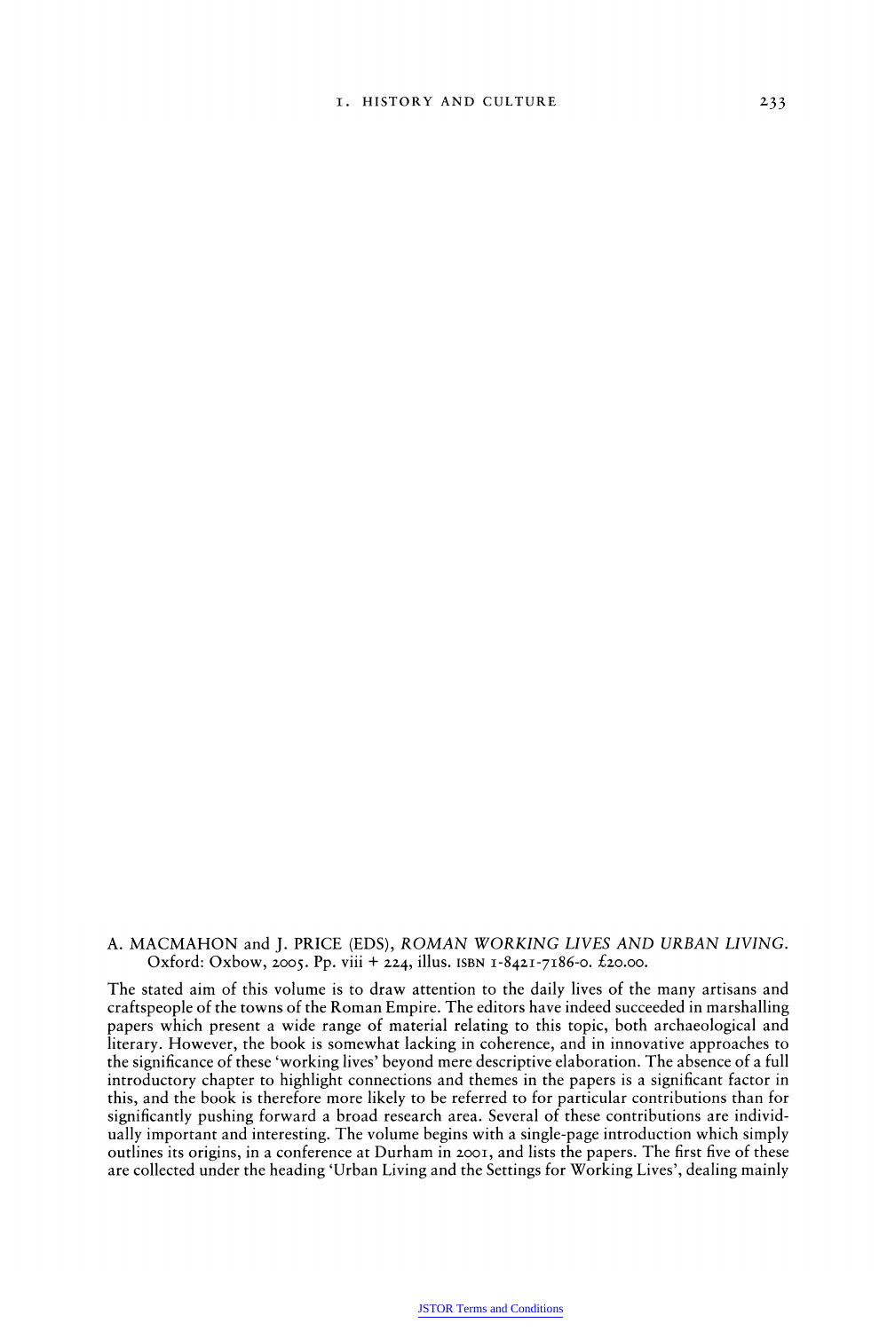A. MACMAHON and J. PRICE (EDS), *ROMAN WORKING LIVES AND URBAN LIVING*. Oxford: Oxbow, 2005. Pp. viii + 224, illus. ISBN 1-8421-7186-0. £20.00.

The stated aim of this volume is to draw attention to the daily lives of the many artisans and craftspeople of the towns of the Roman Empire. The editors have indeed succeeded in marshalling papers which present a wide range of material relating to this topic, both archaeological and literary. However, the book is somewhat lacking in coherence, and in innovative approaches to the significance of these 'working lives' beyond mere descriptive elaboration. The absence of a full introductory chapter to highlight connections and themes in the papers is a significant factor in this, and the book is therefore more likely to be referred to for particular contributions than for significantly pushing forward a broad research area. Several of these contributions are individually important and interesting. The volume begins with a single-page introduction which simply outlines its origins, in a conference at Durham in 2001, and lists the papers. The first five of these are collected under the heading 'Urban Living and the Settings for Working Lives', dealing mainly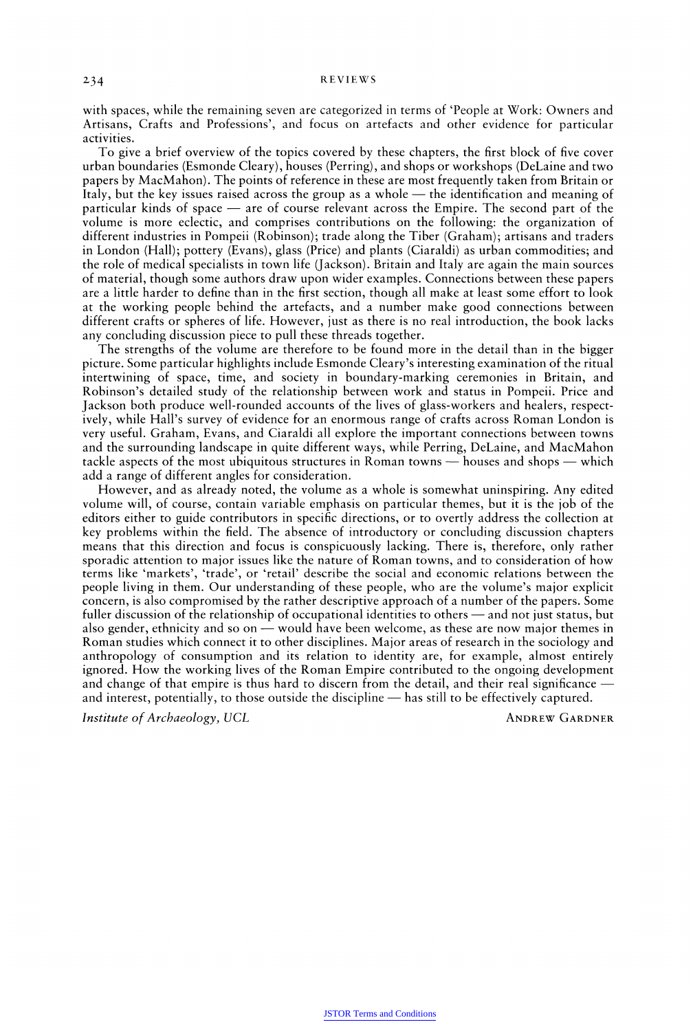with spaces, while the remaining seven are categorized in terms of 'People at Work: Owners and Artisans, Crafts and Professions', and focus on artefacts and other evidence for particular activities.

To give a brief overview of the topics covered by these chapters, the first block of five cover urban boundaries (Esmonde Cleary), houses (Perring), and shops or workshops (DeLaine and two papers by MacMahon). The points of reference in these are most frequently taken from Britain or Italy, but the key issues raised across the group as a whole — the identification and meaning of particular kinds of space — are of course relevant across the Empire. The second part of the volume is more eclectic, and comprises contributions on the following: the organization of different industries in Pompeii (Robinson); trade along the Tiber (Graham); artisans and traders in London (Hall); pottery (Evans), glass (Price) and plants (Ciaraldi) as urban commodities; and the role of medical specialists in town life (Jackson). Britain and Italy are again the main sources of material, though some authors draw upon wider examples. Connections between these papers are a little harder to define than in the first section, though all make at least some effort to look at the working people behind the artefacts, and a number make good connections between different crafts or spheres of life. However, just as there is no real introduction, the book lacks any concluding discussion piece to pull these threads together.

The strengths of the volume are therefore to be found more in the detail than in the bigger picture. Some particular highlights include Esmonde Cleary's interesting examination of the ritual intertwining of space, time, and society in boundary-marking ceremonies in Britain, and Robinson's detailed study of the relationship between work and status in Pompeii. Price and Jackson both produce well-rounded accounts of the lives of glass-workers and healers, respectively, while Hall's survey of evidence for an enormous range of crafts across Roman London is very useful. Graham, Evans, and Ciaraldi all explore the important connections between towns and the surrounding landscape in quite different ways, while Perring, DeLaine, and MacMahon tackle aspects of the most ubiquitous structures in Roman towns — houses and shops — which add a range of different angles for consideration.

However, and as already noted, the volume as a whole is somewhat uninspiring. Any edited volume will, of course, contain variable emphasis on particular themes, but it is the job of the editors either to guide contributors in specific directions, or to overtly address the collection at key problems within the field. The absence of introductory or concluding discussion chapters means that this direction and focus is conspicuously lacking. There is, therefore, only rather sporadic attention to major issues like the nature of Roman towns, and to consideration of how terms like 'markets', 'trade', or 'retail' describe the social and economic relations between the people living in them. Our understanding of these people, who are the volume's major explicit concern, is also compromised by the rather descriptive approach of a number of the papers. Some fuller discussion of the relationship of occupational identities to others — and not just status, but also gender, ethnicity and so on — would have been welcome, as these are now major themes in Roman studies which connect it to other disciplines. Major areas of research in the sociology and anthropology of consumption and its relation to identity are, for example, almost entirely ignored. How the working lives of the Roman Empire contributed to the ongoing development and change of that empire is thus hard to discern from the detail, and their real significance — and interest, potentially, to those outside the discipline — has still to be effectively captured.

*Institute of Archaeology, UCL* ANDREW GARDNER